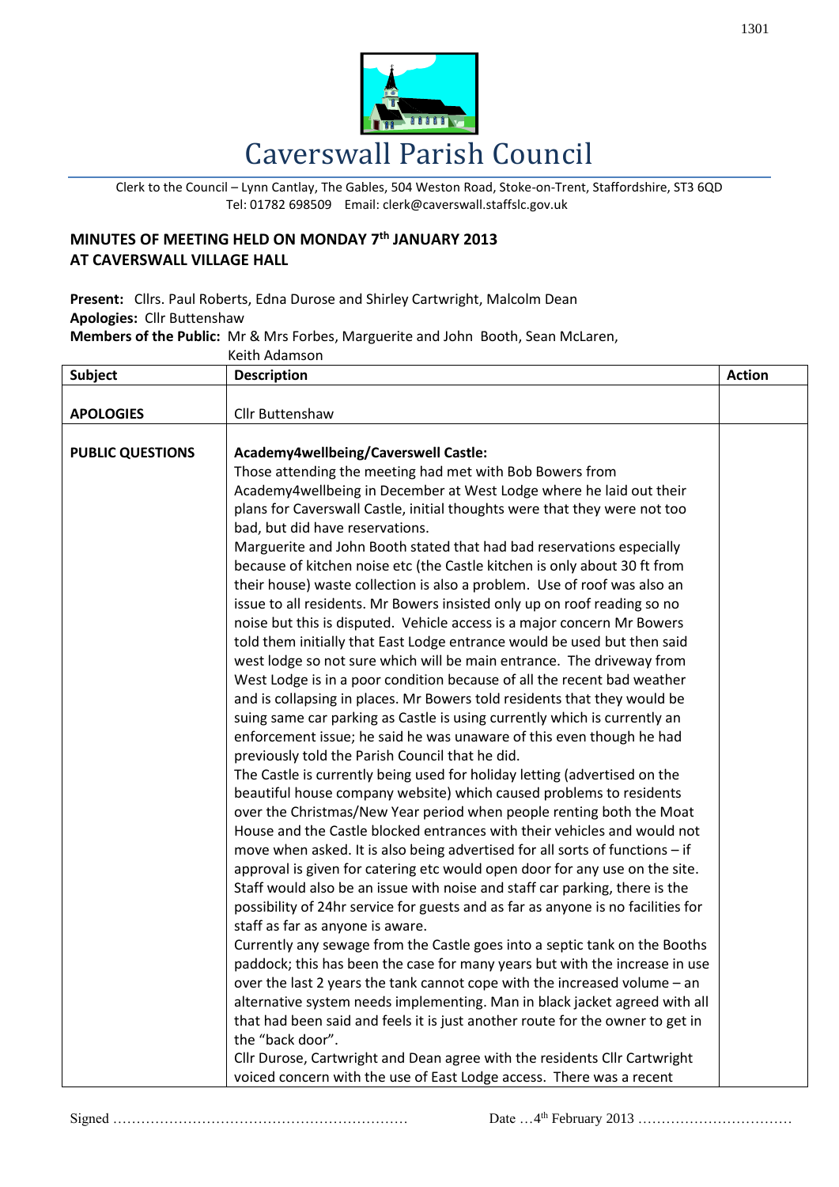# Caverswall Parish Council

Clerk to the Council – Lynn Cantlay, The Gables, 504 Weston Road, Stoke-on-Trent, Staffordshire, ST3 6QD
Tel: 01782 698509 Email: clerk@caverswall.staffslc.gov.uk

**MINUTES OF MEETING HELD ON MONDAY 7th JANUARY 2013**
**AT CAVERSWALL VILLAGE HALL**

**Present:** Cllrs. Paul Roberts, Edna Durose and Shirley Cartwright, Malcolm Dean
**Apologies:** Cllr Buttenshaw
**Members of the Public:** Mr & Mrs Forbes, Marguerite and John Booth, Sean McLaren, Keith Adamson

| Subject | Description | Action |
|---|---|---|
| **APOLOGIES** | Cllr Buttenshaw | |
| **PUBLIC QUESTIONS** | **Academy4wellbeing/Caverswell Castle:**<br>Those attending the meeting had met with Bob Bowers from Academy4wellbeing in December at West Lodge where he laid out their plans for Caverswall Castle, initial thoughts were that they were not too bad, but did have reservations.<br>Marguerite and John Booth stated that had bad reservations especially because of kitchen noise etc (the Castle kitchen is only about 30 ft from their house) waste collection is also a problem. Use of roof was also an issue to all residents. Mr Bowers insisted only up on roof reading so no noise but this is disputed. Vehicle access is a major concern Mr Bowers told them initially that East Lodge entrance would be used but then said west lodge so not sure which will be main entrance. The driveway from West Lodge is in a poor condition because of all the recent bad weather and is collapsing in places. Mr Bowers told residents that they would be suing same car parking as Castle is using currently which is currently an enforcement issue; he said he was unaware of this even though he had previously told the Parish Council that he did.<br>The Castle is currently being used for holiday letting (advertised on the beautiful house company website) which caused problems to residents over the Christmas/New Year period when people renting both the Moat House and the Castle blocked entrances with their vehicles and would not move when asked. It is also being advertised for all sorts of functions – if approval is given for catering etc would open door for any use on the site. Staff would also be an issue with noise and staff car parking, there is the possibility of 24hr service for guests and as far as anyone is no facilities for staff as far as anyone is aware.<br>Currently any sewage from the Castle goes into a septic tank on the Booths paddock; this has been the case for many years but with the increase in use over the last 2 years the tank cannot cope with the increased volume – an alternative system needs implementing. Man in black jacket agreed with all that had been said and feels it is just another route for the owner to get in the "back door".<br>Cllr Durose, Cartwright and Dean agree with the residents Cllr Cartwright voiced concern with the use of East Lodge access. There was a recent | |

Signed ……………………………………………………… Date …4th February 2013 ……………………………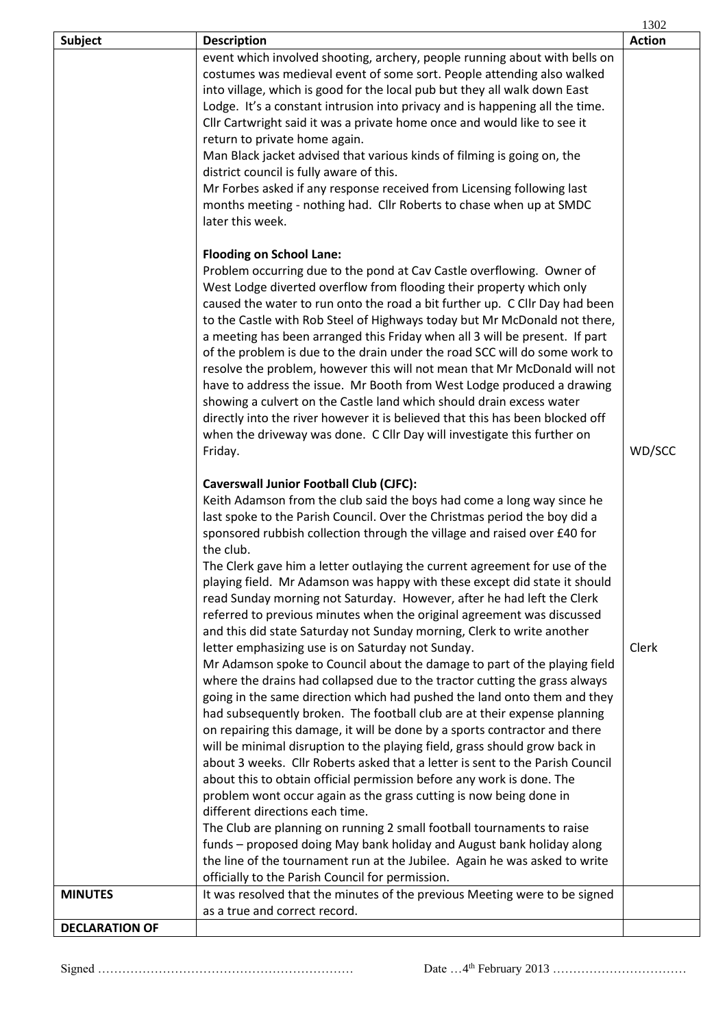| Subject | Description | Action |
|---|---|---|
| | event which involved shooting, archery, people running about with bells on costumes was medieval event of some sort. People attending also walked into village, which is good for the local pub but they all walk down East Lodge. It's a constant intrusion into privacy and is happening all the time. Cllr Cartwright said it was a private home once and would like to see it return to private home again.<br>Man Black jacket advised that various kinds of filming is going on, the district council is fully aware of this.<br>Mr Forbes asked if any response received from Licensing following last months meeting - nothing had. Cllr Roberts to chase when up at SMDC later this week.<br><br>**Flooding on School Lane:**<br>Problem occurring due to the pond at Cav Castle overflowing. Owner of West Lodge diverted overflow from flooding their property which only caused the water to run onto the road a bit further up. C Cllr Day had been to the Castle with Rob Steel of Highways today but Mr McDonald not there, a meeting has been arranged this Friday when all 3 will be present. If part of the problem is due to the drain under the road SCC will do some work to resolve the problem, however this will not mean that Mr McDonald will not have to address the issue. Mr Booth from West Lodge produced a drawing showing a culvert on the Castle land which should drain excess water directly into the river however it is believed that this has been blocked off when the driveway was done. C Cllr Day will investigate this further on Friday. | WD/SCC |
| | **Caverswall Junior Football Club (CJFC):**<br>Keith Adamson from the club said the boys had come a long way since he last spoke to the Parish Council. Over the Christmas period the boy did a sponsored rubbish collection through the village and raised over £40 for the club.<br>The Clerk gave him a letter outlaying the current agreement for use of the playing field. Mr Adamson was happy with these except did state it should read Sunday morning not Saturday. However, after he had left the Clerk referred to previous minutes when the original agreement was discussed and this did state Saturday not Sunday morning, Clerk to write another letter emphasizing use is on Saturday not Sunday.<br>Mr Adamson spoke to Council about the damage to part of the playing field where the drains had collapsed due to the tractor cutting the grass always going in the same direction which had pushed the land onto them and they had subsequently broken. The football club are at their expense planning on repairing this damage, it will be done by a sports contractor and there will be minimal disruption to the playing field, grass should grow back in about 3 weeks. Cllr Roberts asked that a letter is sent to the Parish Council about this to obtain official permission before any work is done. The problem wont occur again as the grass cutting is now being done in different directions each time.<br>The Club are planning on running 2 small football tournaments to raise funds – proposed doing May bank holiday and August bank holiday along the line of the tournament run at the Jubilee. Again he was asked to write officially to the Parish Council for permission. | Clerk |
| **MINUTES** | It was resolved that the minutes of the previous Meeting were to be signed as a true and correct record. | |
| **DECLARATION OF** | | |

Signed ……………………………………………………… Date …4th February 2013 ……………………………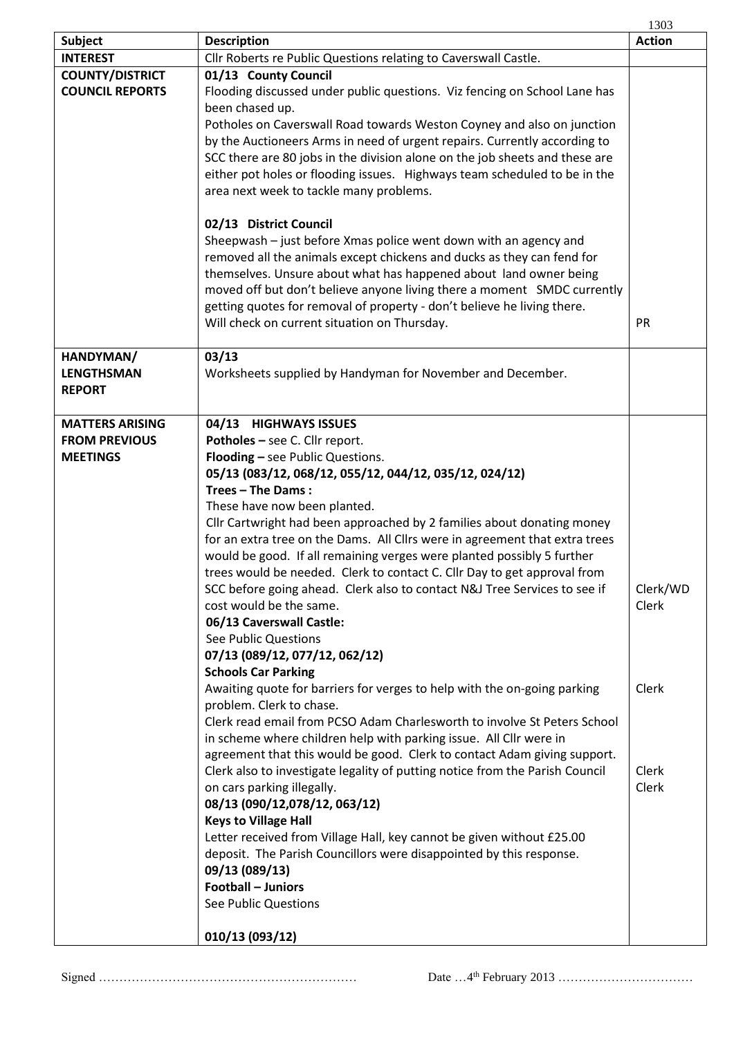| Subject | Description | Action |
| --- | --- | --- |
| **INTEREST** | Cllr Roberts re Public Questions relating to Caverswall Castle. | |
| **COUNTY/DISTRICT COUNCIL REPORTS** | **01/13 County Council**<br>Flooding discussed under public questions. Viz fencing on School Lane has been chased up.<br>Potholes on Caverswall Road towards Weston Coyney and also on junction by the Auctioneers Arms in need of urgent repairs. Currently according to SCC there are 80 jobs in the division alone on the job sheets and these are either pot holes or flooding issues. Highways team scheduled to be in the area next week to tackle many problems.<br><br>**02/13 District Council**<br>Sheepwash – just before Xmas police went down with an agency and removed all the animals except chickens and ducks as they can fend for themselves. Unsure about what has happened about land owner being moved off but don't believe anyone living there a moment SMDC currently getting quotes for removal of property - don't believe he living there.<br>Will check on current situation on Thursday. | PR |
| **HANDYMAN/ LENGTHSMAN REPORT** | **03/13**<br>Worksheets supplied by Handyman for November and December. | |
| **MATTERS ARISING FROM PREVIOUS MEETINGS** | **04/13 HIGHWAYS ISSUES**<br>**Potholes –** see C. Cllr report.<br>**Flooding –** see Public Questions.<br>**05/13 (083/12, 068/12, 055/12, 044/12, 035/12, 024/12)**<br>**Trees – The Dams :**<br>These have now been planted.<br>Cllr Cartwright had been approached by 2 families about donating money for an extra tree on the Dams. All Cllrs were in agreement that extra trees would be good. If all remaining verges were planted possibly 5 further trees would be needed. Clerk to contact C. Cllr Day to get approval from SCC before going ahead. Clerk also to contact N&J Tree Services to see if cost would be the same.<br>**06/13 Caverswall Castle:**<br>See Public Questions<br>**07/13 (089/12, 077/12, 062/12)**<br>**Schools Car Parking**<br>Awaiting quote for barriers for verges to help with the on-going parking problem. Clerk to chase.<br>Clerk read email from PCSO Adam Charlesworth to involve St Peters School in scheme where children help with parking issue. All Cllr were in agreement that this would be good. Clerk to contact Adam giving support.<br>Clerk also to investigate legality of putting notice from the Parish Council on cars parking illegally.<br>**08/13 (090/12,078/12, 063/12)**<br>**Keys to Village Hall**<br>Letter received from Village Hall, key cannot be given without £25.00 deposit. The Parish Councillors were disappointed by this response.<br>**09/13 (089/13)**<br>**Football – Juniors**<br>See Public Questions<br><br>**010/13 (093/12)** | Clerk/WD<br>Clerk<br><br>Clerk<br><br>Clerk<br>Clerk |

Signed ……………………………………………………… Date …4th February 2013 ……………………………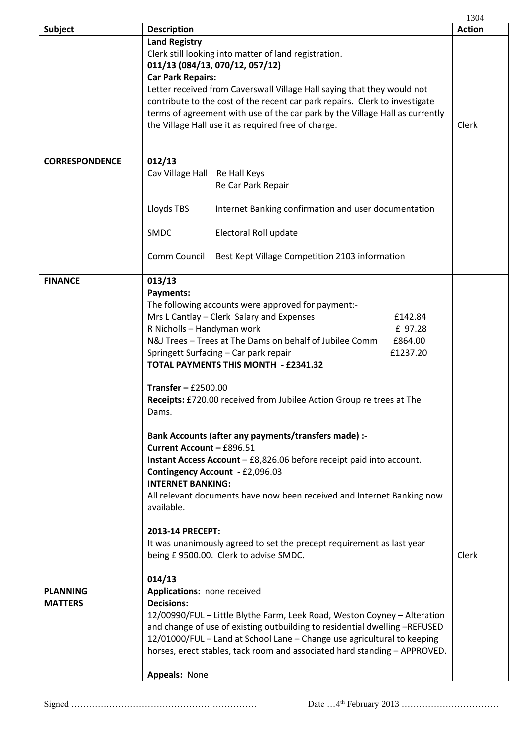| Subject | Description | Action |
|---|---|---|
| | **Land Registry**<br>Clerk still looking into matter of land registration.<br>**011/13 (084/13, 070/12, 057/12)**<br>**Car Park Repairs:**<br>Letter received from Caverswall Village Hall saying that they would not contribute to the cost of the recent car park repairs. Clerk to investigate terms of agreement with use of the car park by the Village Hall as currently the Village Hall use it as required free of charge. | Clerk |
| **CORRESPONDENCE** | **012/13**<br>Cav Village Hall Re Hall Keys<br>Re Car Park Repair<br><br>Lloyds TBS Internet Banking confirmation and user documentation<br><br>SMDC Electoral Roll update<br><br>Comm Council Best Kept Village Competition 2103 information | |
| **FINANCE** | **013/13**<br>**Payments:**<br>The following accounts were approved for payment:-<br>Mrs L Cantlay – Clerk Salary and Expenses £142.84<br>R Nicholls – Handyman work £ 97.28<br>N&J Trees – Trees at The Dams on behalf of Jubilee Comm £864.00<br>Springett Surfacing – Car park repair £1237.20<br>**TOTAL PAYMENTS THIS MONTH - £2341.32**<br><br>**Transfer –** £2500.00<br>**Receipts:** £720.00 received from Jubilee Action Group re trees at The Dams.<br><br>**Bank Accounts (after any payments/transfers made) :-**<br>**Current Account –** £896.51<br>**Instant Access Account** – £8,826.06 before receipt paid into account.<br>**Contingency Account -** £2,096.03<br>**INTERNET BANKING:**<br>All relevant documents have now been received and Internet Banking now available.<br><br>**2013-14 PRECEPT:**<br>It was unanimously agreed to set the precept requirement as last year being £ 9500.00. Clerk to advise SMDC. | Clerk |
| **PLANNING MATTERS** | **014/13**<br>**Applications:** none received<br>**Decisions:**<br>12/00990/FUL – Little Blythe Farm, Leek Road, Weston Coyney – Alteration and change of use of existing outbuilding to residential dwelling –REFUSED<br>12/01000/FUL – Land at School Lane – Change use agricultural to keeping horses, erect stables, tack room and associated hard standing – APPROVED.<br><br>**Appeals:** None | |

Signed ……………………………………………………… Date …4th February 2013 ……………………………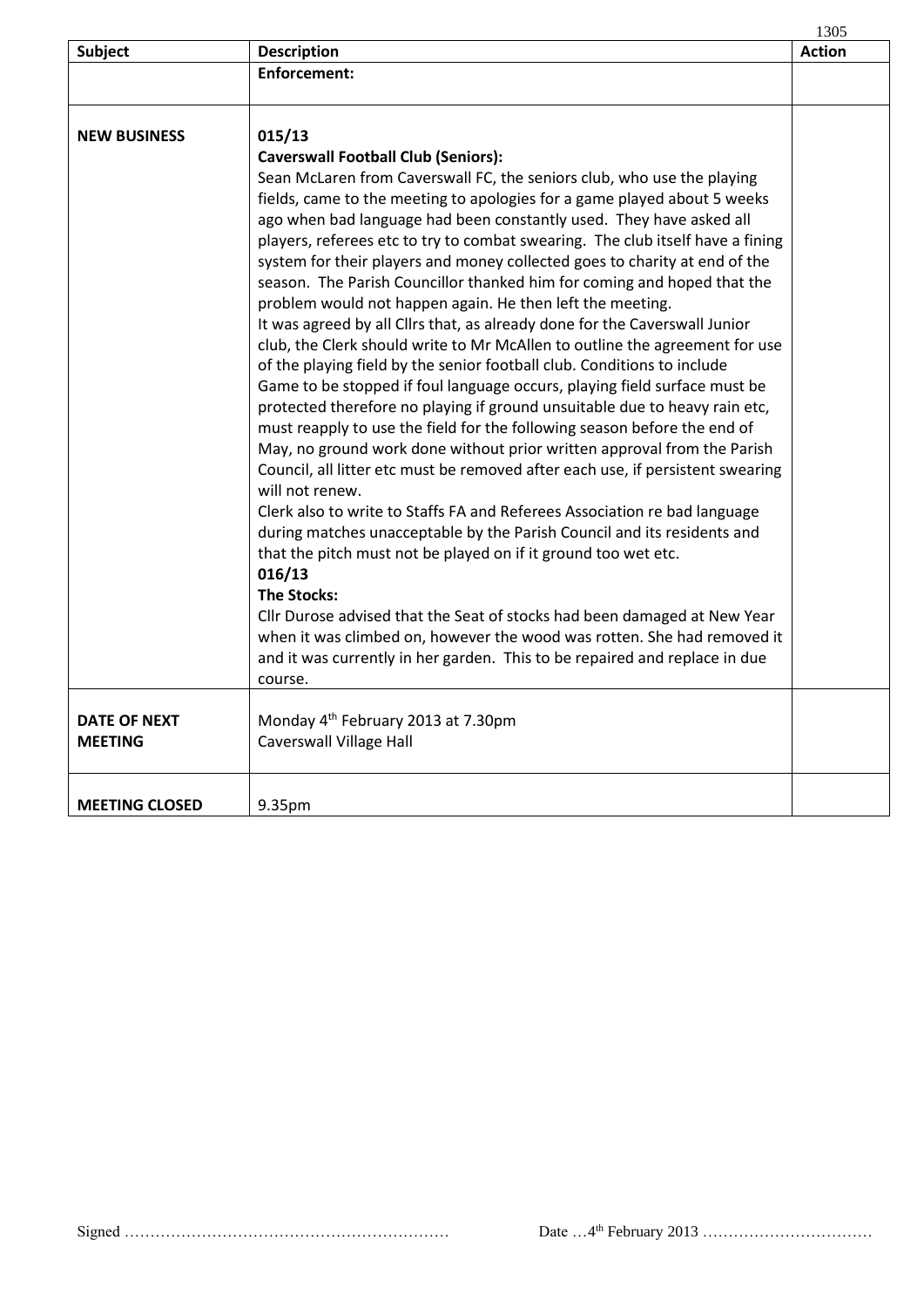| Subject | Description | Action |
|---|---|---|
| | **Enforcement:** | |
| **NEW BUSINESS** | **015/13**<br>**Caverswall Football Club (Seniors):**<br>Sean McLaren from Caverswall FC, the seniors club, who use the playing fields, came to the meeting to apologies for a game played about 5 weeks ago when bad language had been constantly used. They have asked all players, referees etc to try to combat swearing. The club itself have a fining system for their players and money collected goes to charity at end of the season. The Parish Councillor thanked him for coming and hoped that the problem would not happen again. He then left the meeting.<br>It was agreed by all Cllrs that, as already done for the Caverswall Junior club, the Clerk should write to Mr McAllen to outline the agreement for use of the playing field by the senior football club. Conditions to include Game to be stopped if foul language occurs, playing field surface must be protected therefore no playing if ground unsuitable due to heavy rain etc, must reapply to use the field for the following season before the end of May, no ground work done without prior written approval from the Parish Council, all litter etc must be removed after each use, if persistent swearing will not renew.<br>Clerk also to write to Staffs FA and Referees Association re bad language during matches unacceptable by the Parish Council and its residents and that the pitch must not be played on if it ground too wet etc.<br>**016/13**<br>**The Stocks:**<br>Cllr Durose advised that the Seat of stocks had been damaged at New Year when it was climbed on, however the wood was rotten. She had removed it and it was currently in her garden. This to be repaired and replace in due course. | |
| **DATE OF NEXT MEETING** | Monday 4th February 2013 at 7.30pm<br>Caverswall Village Hall | |
| **MEETING CLOSED** | 9.35pm | |

Signed ……………………………………………………… Date …4th February 2013 ……………………………